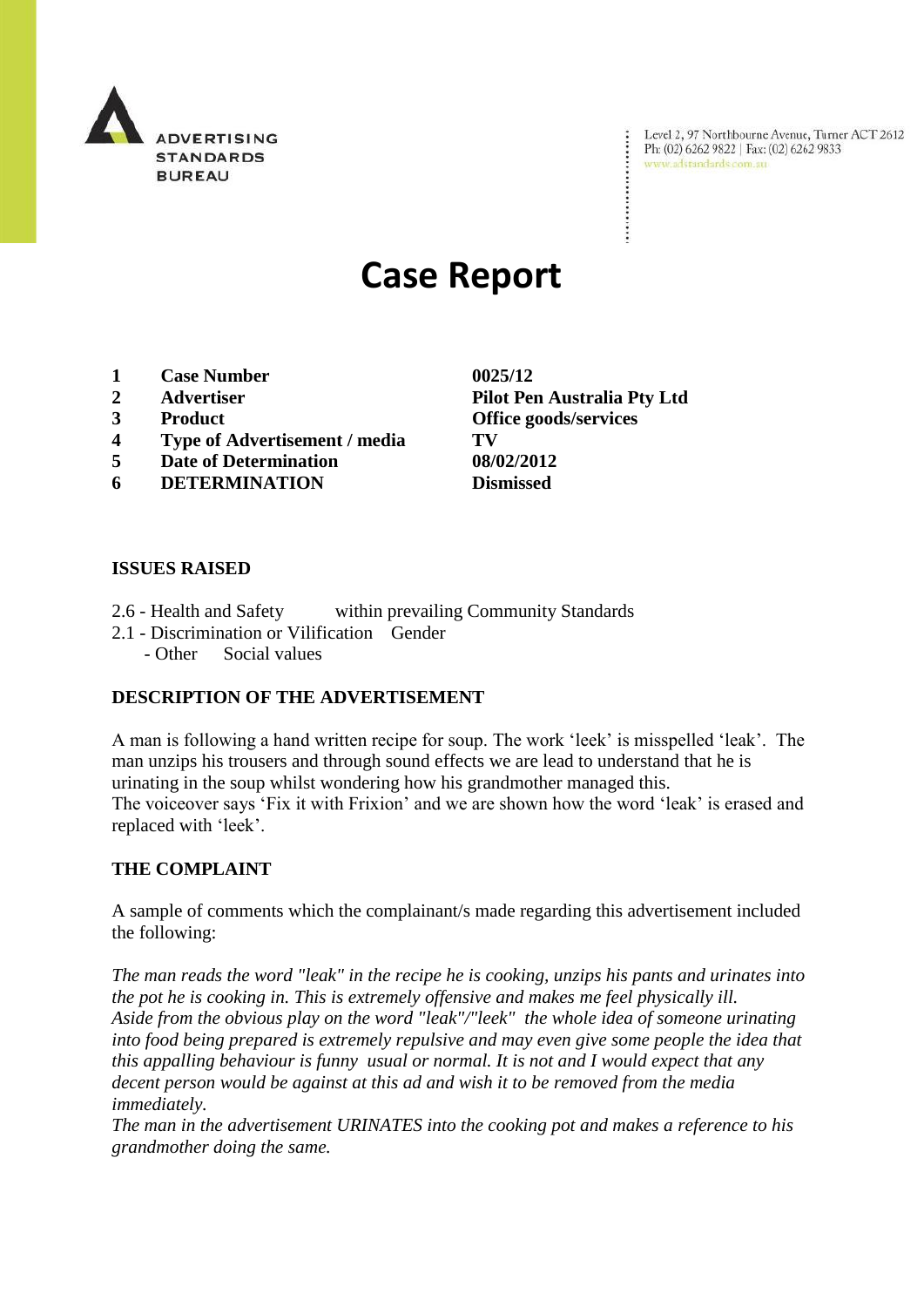ADVERTISING STANDARDS BUREAU

Level 2, 97 Northbourne Avenue, Turner ACT 2612
Ph: (02) 6262 9822 | Fax: (02) 6262 9833
www.adstandards.com.au

# Case Report

| | | |
|---|---|---|
| **1** | **Case Number** | **0025/12** |
| **2** | **Advertiser** | **Pilot Pen Australia Pty Ltd** |
| **3** | **Product** | **Office goods/services** |
| **4** | **Type of Advertisement / media** | **TV** |
| **5** | **Date of Determination** | **08/02/2012** |
| **6** | **DETERMINATION** | **Dismissed** |

### ISSUES RAISED

2.6 - Health and Safety within prevailing Community Standards
2.1 - Discrimination or Vilification Gender
- Other Social values

### DESCRIPTION OF THE ADVERTISEMENT

A man is following a hand written recipe for soup. The work 'leek' is misspelled 'leak'. The man unzips his trousers and through sound effects we are lead to understand that he is urinating in the soup whilst wondering how his grandmother managed this.
The voiceover says 'Fix it with Frixion' and we are shown how the word 'leak' is erased and replaced with 'leek'.

### THE COMPLAINT

A sample of comments which the complainant/s made regarding this advertisement included the following:

*The man reads the word "leak" in the recipe he is cooking, unzips his pants and urinates into the pot he is cooking in. This is extremely offensive and makes me feel physically ill.*
*Aside from the obvious play on the word "leak"/"leek" the whole idea of someone urinating into food being prepared is extremely repulsive and may even give some people the idea that this appalling behaviour is funny usual or normal. It is not and I would expect that any decent person would be against at this ad and wish it to be removed from the media immediately.*
*The man in the advertisement URINATES into the cooking pot and makes a reference to his grandmother doing the same.*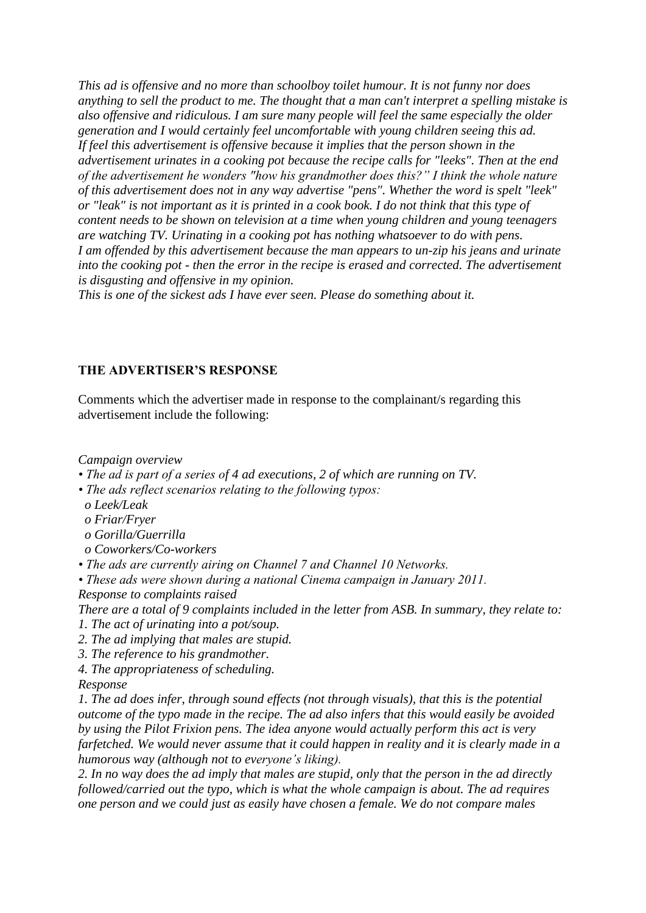*This ad is offensive and no more than schoolboy toilet humour. It is not funny nor does anything to sell the product to me. The thought that a man can't interpret a spelling mistake is also offensive and ridiculous. I am sure many people will feel the same especially the older generation and I would certainly feel uncomfortable with young children seeing this ad.*
*If feel this advertisement is offensive because it implies that the person shown in the advertisement urinates in a cooking pot because the recipe calls for "leeks". Then at the end of the advertisement he wonders "how his grandmother does this?" I think the whole nature of this advertisement does not in any way advertise "pens". Whether the word is spelt "leek" or "leak" is not important as it is printed in a cook book. I do not think that this type of content needs to be shown on television at a time when young children and young teenagers are watching TV. Urinating in a cooking pot has nothing whatsoever to do with pens.*
*I am offended by this advertisement because the man appears to un-zip his jeans and urinate into the cooking pot - then the error in the recipe is erased and corrected. The advertisement is disgusting and offensive in my opinion.*
*This is one of the sickest ads I have ever seen. Please do something about it.*

**THE ADVERTISER'S RESPONSE**

Comments which the advertiser made in response to the complainant/s regarding this advertisement include the following:

*Campaign overview*

- *The ad is part of a series of 4 ad executions, 2 of which are running on TV.*
- *The ads reflect scenarios relating to the following typos:*
  - *Leek/Leak*
  - *Friar/Fryer*
  - *Gorilla/Guerrilla*
  - *Coworkers/Co-workers*
- *The ads are currently airing on Channel 7 and Channel 10 Networks.*
- *These ads were shown during a national Cinema campaign in January 2011.*

*Response to complaints raised*

*There are a total of 9 complaints included in the letter from ASB. In summary, they relate to:*

1. *The act of urinating into a pot/soup.*
2. *The ad implying that males are stupid.*
3. *The reference to his grandmother.*
4. *The appropriateness of scheduling.*

*Response*

1. *The ad does infer, through sound effects (not through visuals), that this is the potential outcome of the typo made in the recipe. The ad also infers that this would easily be avoided by using the Pilot Frixion pens. The idea anyone would actually perform this act is very farfetched. We would never assume that it could happen in reality and it is clearly made in a humorous way (although not to everyone's liking).*
2. *In no way does the ad imply that males are stupid, only that the person in the ad directly followed/carried out the typo, which is what the whole campaign is about. The ad requires one person and we could just as easily have chosen a female. We do not compare males*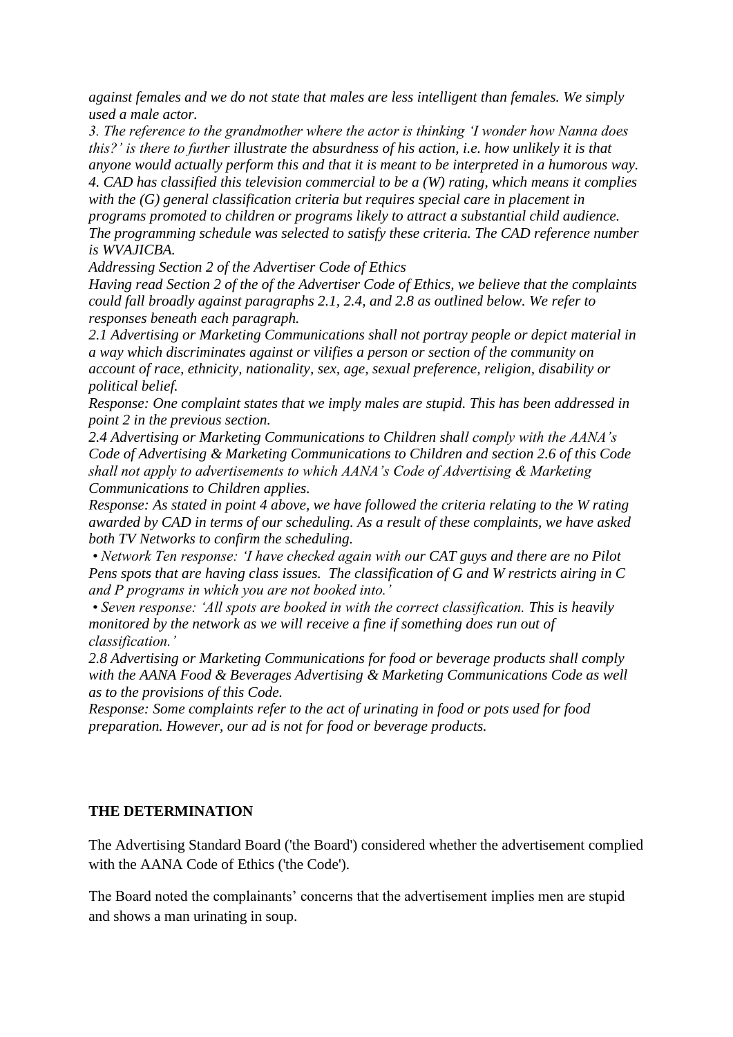*against females and we do not state that males are less intelligent than females. We simply used a male actor.*

*3. The reference to the grandmother where the actor is thinking 'I wonder how Nanna does this?' is there to further illustrate the absurdness of his action, i.e. how unlikely it is that anyone would actually perform this and that it is meant to be interpreted in a humorous way.*

*4. CAD has classified this television commercial to be a (W) rating, which means it complies with the (G) general classification criteria but requires special care in placement in programs promoted to children or programs likely to attract a substantial child audience. The programming schedule was selected to satisfy these criteria. The CAD reference number is WVAJICBA.*

*Addressing Section 2 of the Advertiser Code of Ethics*

*Having read Section 2 of the of the Advertiser Code of Ethics, we believe that the complaints could fall broadly against paragraphs 2.1, 2.4, and 2.8 as outlined below. We refer to responses beneath each paragraph.*

*2.1 Advertising or Marketing Communications shall not portray people or depict material in a way which discriminates against or vilifies a person or section of the community on account of race, ethnicity, nationality, sex, age, sexual preference, religion, disability or political belief.*

*Response: One complaint states that we imply males are stupid. This has been addressed in point 2 in the previous section.*

*2.4 Advertising or Marketing Communications to Children shall comply with the AANA's Code of Advertising & Marketing Communications to Children and section 2.6 of this Code shall not apply to advertisements to which AANA's Code of Advertising & Marketing Communications to Children applies.*

*Response: As stated in point 4 above, we have followed the criteria relating to the W rating awarded by CAD in terms of our scheduling. As a result of these complaints, we have asked both TV Networks to confirm the scheduling.*

*• Network Ten response: 'I have checked again with our CAT guys and there are no Pilot Pens spots that are having class issues. The classification of G and W restricts airing in C and P programs in which you are not booked into.'*

*• Seven response: 'All spots are booked in with the correct classification. This is heavily monitored by the network as we will receive a fine if something does run out of classification.'*

*2.8 Advertising or Marketing Communications for food or beverage products shall comply with the AANA Food & Beverages Advertising & Marketing Communications Code as well as to the provisions of this Code.*

*Response: Some complaints refer to the act of urinating in food or pots used for food preparation. However, our ad is not for food or beverage products.*

**THE DETERMINATION**

The Advertising Standard Board ('the Board') considered whether the advertisement complied with the AANA Code of Ethics ('the Code').

The Board noted the complainants' concerns that the advertisement implies men are stupid and shows a man urinating in soup.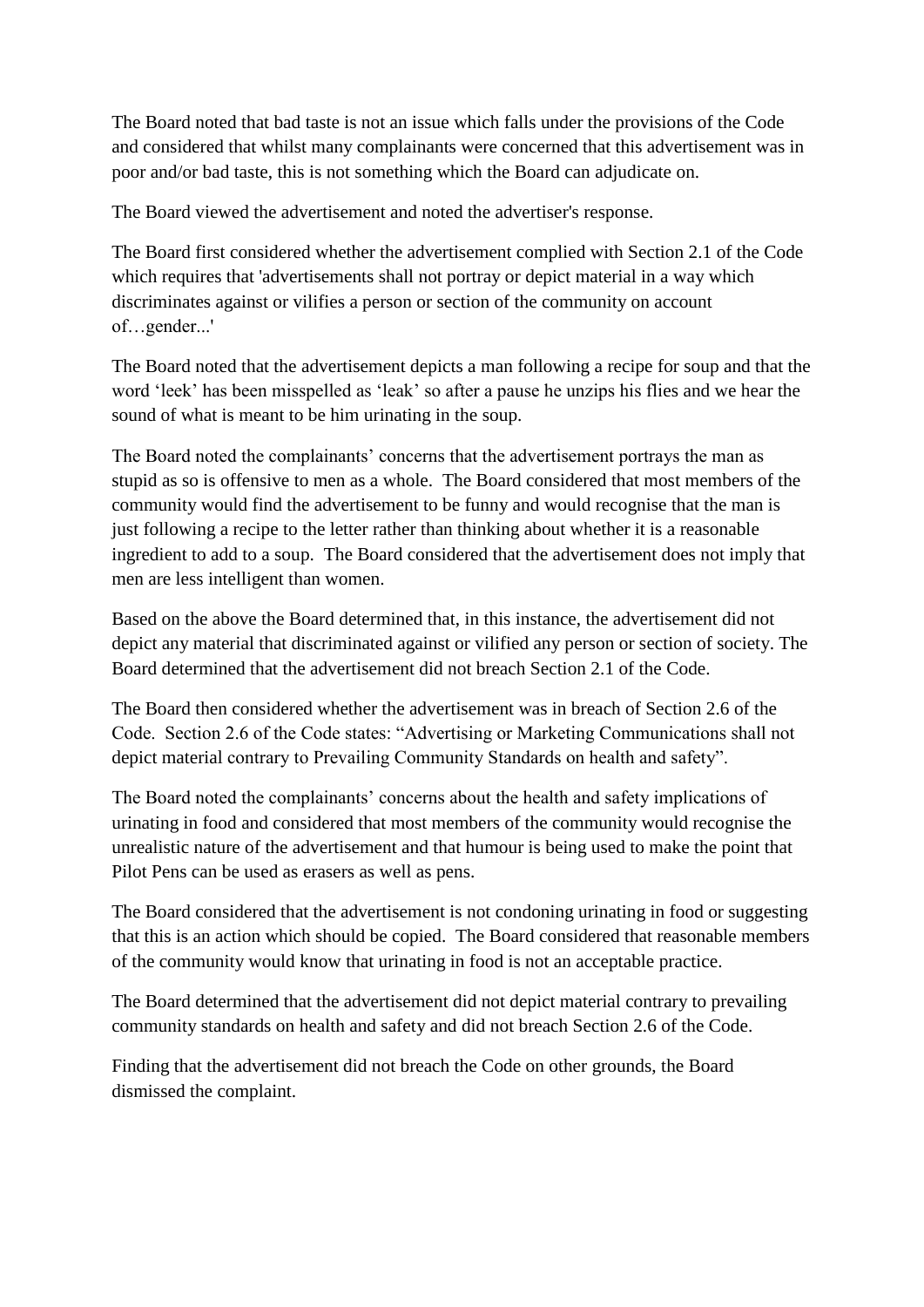The Board noted that bad taste is not an issue which falls under the provisions of the Code and considered that whilst many complainants were concerned that this advertisement was in poor and/or bad taste, this is not something which the Board can adjudicate on.

The Board viewed the advertisement and noted the advertiser's response.

The Board first considered whether the advertisement complied with Section 2.1 of the Code which requires that 'advertisements shall not portray or depict material in a way which discriminates against or vilifies a person or section of the community on account of…gender...'

The Board noted that the advertisement depicts a man following a recipe for soup and that the word 'leek' has been misspelled as 'leak' so after a pause he unzips his flies and we hear the sound of what is meant to be him urinating in the soup.

The Board noted the complainants' concerns that the advertisement portrays the man as stupid as so is offensive to men as a whole. The Board considered that most members of the community would find the advertisement to be funny and would recognise that the man is just following a recipe to the letter rather than thinking about whether it is a reasonable ingredient to add to a soup. The Board considered that the advertisement does not imply that men are less intelligent than women.

Based on the above the Board determined that, in this instance, the advertisement did not depict any material that discriminated against or vilified any person or section of society. The Board determined that the advertisement did not breach Section 2.1 of the Code.

The Board then considered whether the advertisement was in breach of Section 2.6 of the Code. Section 2.6 of the Code states: "Advertising or Marketing Communications shall not depict material contrary to Prevailing Community Standards on health and safety".

The Board noted the complainants' concerns about the health and safety implications of urinating in food and considered that most members of the community would recognise the unrealistic nature of the advertisement and that humour is being used to make the point that Pilot Pens can be used as erasers as well as pens.

The Board considered that the advertisement is not condoning urinating in food or suggesting that this is an action which should be copied. The Board considered that reasonable members of the community would know that urinating in food is not an acceptable practice.

The Board determined that the advertisement did not depict material contrary to prevailing community standards on health and safety and did not breach Section 2.6 of the Code.

Finding that the advertisement did not breach the Code on other grounds, the Board dismissed the complaint.